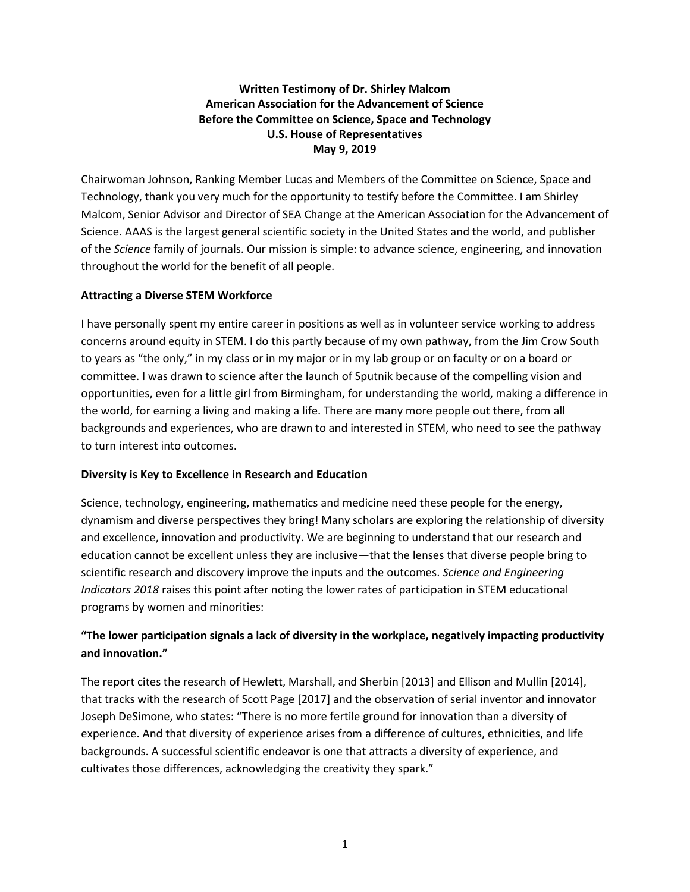**Written Testimony of Dr. Shirley Malcom**
**American Association for the Advancement of Science**
**Before the Committee on Science, Space and Technology**
**U.S. House of Representatives**
**May 9, 2019**

Chairwoman Johnson, Ranking Member Lucas and Members of the Committee on Science, Space and Technology, thank you very much for the opportunity to testify before the Committee. I am Shirley Malcom, Senior Advisor and Director of SEA Change at the American Association for the Advancement of Science. AAAS is the largest general scientific society in the United States and the world, and publisher of the *Science* family of journals. Our mission is simple: to advance science, engineering, and innovation throughout the world for the benefit of all people.

## Attracting a Diverse STEM Workforce

I have personally spent my entire career in positions as well as in volunteer service working to address concerns around equity in STEM. I do this partly because of my own pathway, from the Jim Crow South to years as "the only," in my class or in my major or in my lab group or on faculty or on a board or committee. I was drawn to science after the launch of Sputnik because of the compelling vision and opportunities, even for a little girl from Birmingham, for understanding the world, making a difference in the world, for earning a living and making a life. There are many more people out there, from all backgrounds and experiences, who are drawn to and interested in STEM, who need to see the pathway to turn interest into outcomes.

## Diversity is Key to Excellence in Research and Education

Science, technology, engineering, mathematics and medicine need these people for the energy, dynamism and diverse perspectives they bring! Many scholars are exploring the relationship of diversity and excellence, innovation and productivity. We are beginning to understand that our research and education cannot be excellent unless they are inclusive—that the lenses that diverse people bring to scientific research and discovery improve the inputs and the outcomes. *Science and Engineering Indicators 2018* raises this point after noting the lower rates of participation in STEM educational programs by women and minorities:

**"The lower participation signals a lack of diversity in the workplace, negatively impacting productivity and innovation."**

The report cites the research of Hewlett, Marshall, and Sherbin [2013] and Ellison and Mullin [2014], that tracks with the research of Scott Page [2017] and the observation of serial inventor and innovator Joseph DeSimone, who states: "There is no more fertile ground for innovation than a diversity of experience. And that diversity of experience arises from a difference of cultures, ethnicities, and life backgrounds. A successful scientific endeavor is one that attracts a diversity of experience, and cultivates those differences, acknowledging the creativity they spark."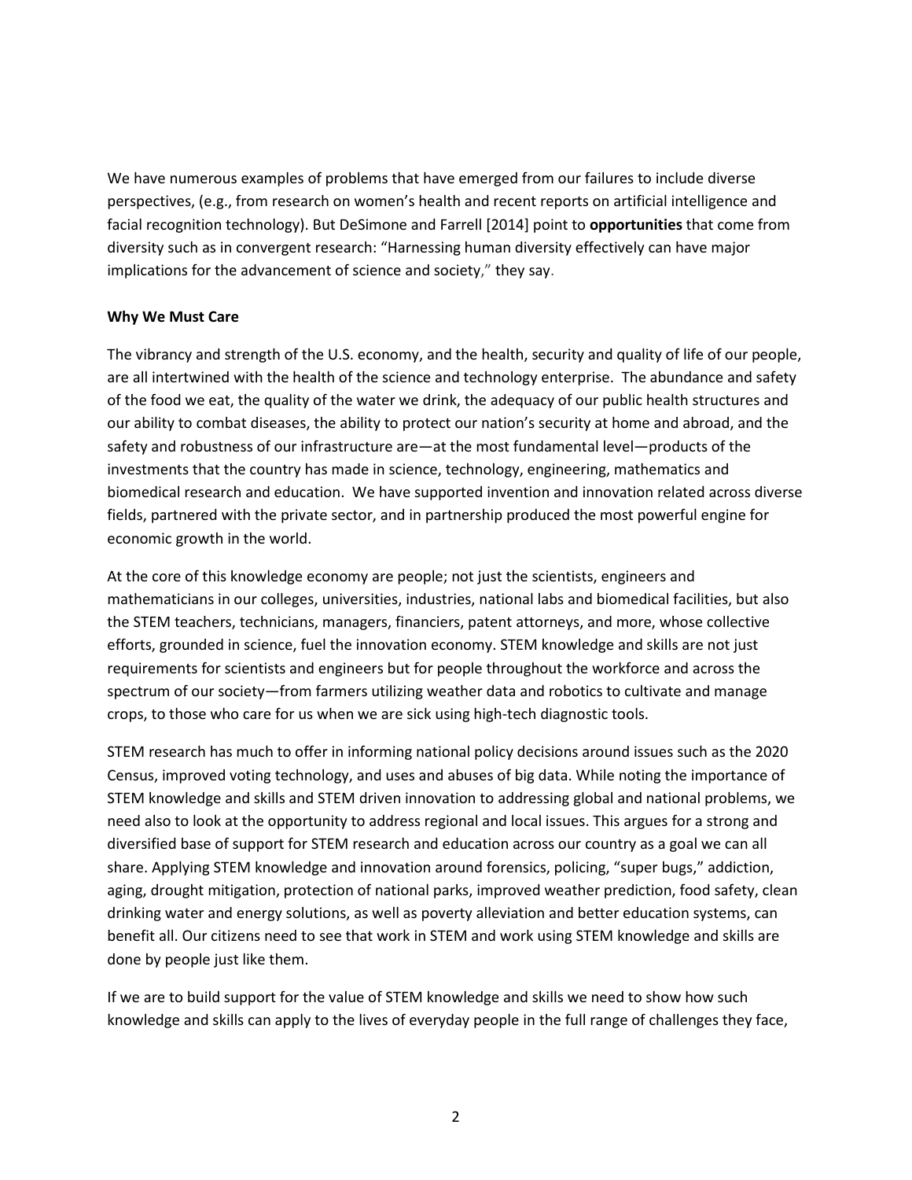We have numerous examples of problems that have emerged from our failures to include diverse perspectives, (e.g., from research on women's health and recent reports on artificial intelligence and facial recognition technology). But DeSimone and Farrell [2014] point to **opportunities** that come from diversity such as in convergent research: "Harnessing human diversity effectively can have major implications for the advancement of science and society," they say.

**Why We Must Care**

The vibrancy and strength of the U.S. economy, and the health, security and quality of life of our people, are all intertwined with the health of the science and technology enterprise. The abundance and safety of the food we eat, the quality of the water we drink, the adequacy of our public health structures and our ability to combat diseases, the ability to protect our nation's security at home and abroad, and the safety and robustness of our infrastructure are—at the most fundamental level—products of the investments that the country has made in science, technology, engineering, mathematics and biomedical research and education. We have supported invention and innovation related across diverse fields, partnered with the private sector, and in partnership produced the most powerful engine for economic growth in the world.

At the core of this knowledge economy are people; not just the scientists, engineers and mathematicians in our colleges, universities, industries, national labs and biomedical facilities, but also the STEM teachers, technicians, managers, financiers, patent attorneys, and more, whose collective efforts, grounded in science, fuel the innovation economy. STEM knowledge and skills are not just requirements for scientists and engineers but for people throughout the workforce and across the spectrum of our society—from farmers utilizing weather data and robotics to cultivate and manage crops, to those who care for us when we are sick using high-tech diagnostic tools.

STEM research has much to offer in informing national policy decisions around issues such as the 2020 Census, improved voting technology, and uses and abuses of big data. While noting the importance of STEM knowledge and skills and STEM driven innovation to addressing global and national problems, we need also to look at the opportunity to address regional and local issues. This argues for a strong and diversified base of support for STEM research and education across our country as a goal we can all share. Applying STEM knowledge and innovation around forensics, policing, "super bugs," addiction, aging, drought mitigation, protection of national parks, improved weather prediction, food safety, clean drinking water and energy solutions, as well as poverty alleviation and better education systems, can benefit all. Our citizens need to see that work in STEM and work using STEM knowledge and skills are done by people just like them.

If we are to build support for the value of STEM knowledge and skills we need to show how such knowledge and skills can apply to the lives of everyday people in the full range of challenges they face,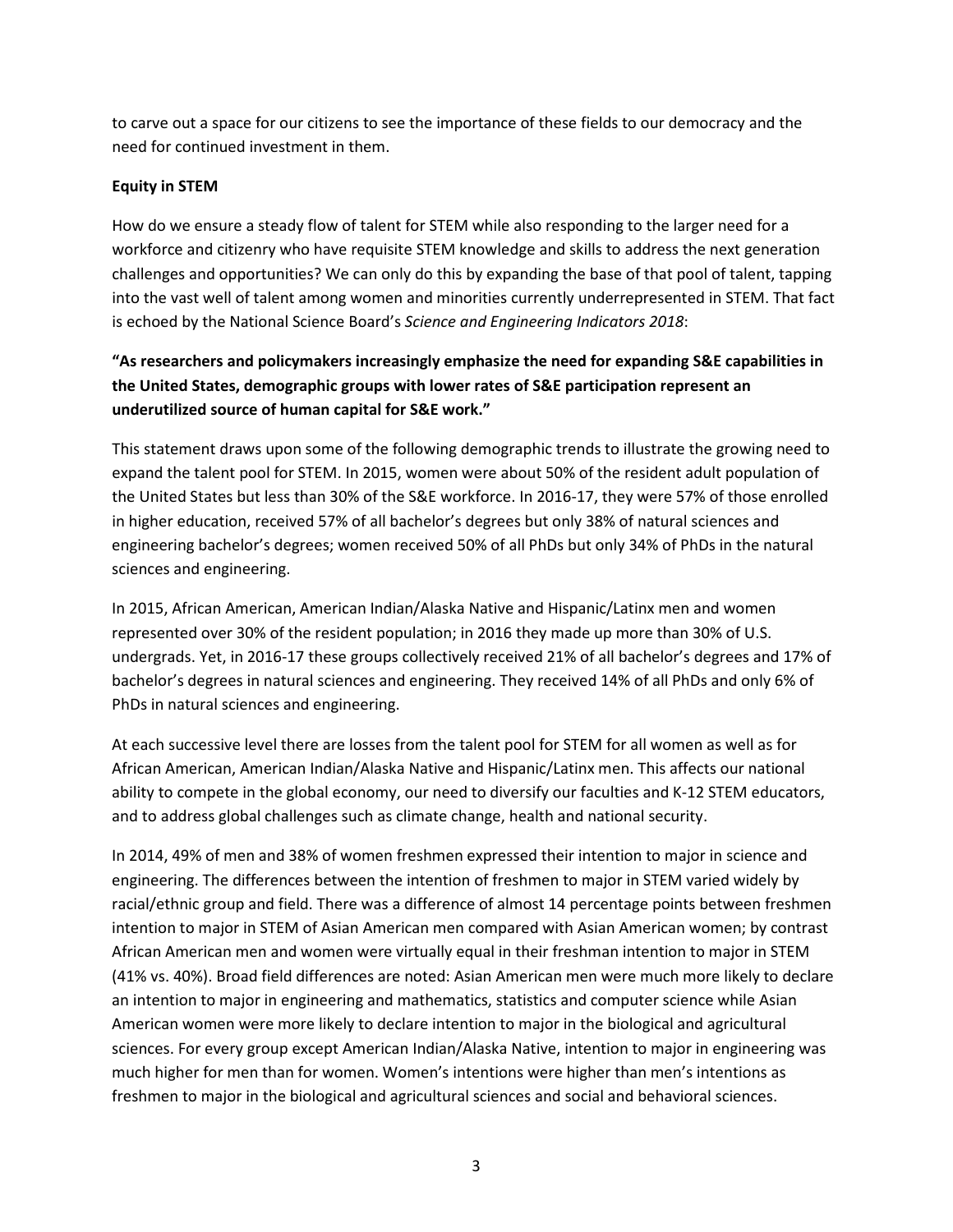to carve out a space for our citizens to see the importance of these fields to our democracy and the need for continued investment in them.

**Equity in STEM**

How do we ensure a steady flow of talent for STEM while also responding to the larger need for a workforce and citizenry who have requisite STEM knowledge and skills to address the next generation challenges and opportunities? We can only do this by expanding the base of that pool of talent, tapping into the vast well of talent among women and minorities currently underrepresented in STEM. That fact is echoed by the National Science Board's *Science and Engineering Indicators 2018*:

**"As researchers and policymakers increasingly emphasize the need for expanding S&E capabilities in the United States, demographic groups with lower rates of S&E participation represent an underutilized source of human capital for S&E work."**

This statement draws upon some of the following demographic trends to illustrate the growing need to expand the talent pool for STEM. In 2015, women were about 50% of the resident adult population of the United States but less than 30% of the S&E workforce. In 2016-17, they were 57% of those enrolled in higher education, received 57% of all bachelor's degrees but only 38% of natural sciences and engineering bachelor's degrees; women received 50% of all PhDs but only 34% of PhDs in the natural sciences and engineering.

In 2015, African American, American Indian/Alaska Native and Hispanic/Latinx men and women represented over 30% of the resident population; in 2016 they made up more than 30% of U.S. undergrads. Yet, in 2016-17 these groups collectively received 21% of all bachelor's degrees and 17% of bachelor's degrees in natural sciences and engineering. They received 14% of all PhDs and only 6% of PhDs in natural sciences and engineering.

At each successive level there are losses from the talent pool for STEM for all women as well as for African American, American Indian/Alaska Native and Hispanic/Latinx men. This affects our national ability to compete in the global economy, our need to diversify our faculties and K-12 STEM educators, and to address global challenges such as climate change, health and national security.

In 2014, 49% of men and 38% of women freshmen expressed their intention to major in science and engineering. The differences between the intention of freshmen to major in STEM varied widely by racial/ethnic group and field. There was a difference of almost 14 percentage points between freshmen intention to major in STEM of Asian American men compared with Asian American women; by contrast African American men and women were virtually equal in their freshman intention to major in STEM (41% vs. 40%). Broad field differences are noted: Asian American men were much more likely to declare an intention to major in engineering and mathematics, statistics and computer science while Asian American women were more likely to declare intention to major in the biological and agricultural sciences. For every group except American Indian/Alaska Native, intention to major in engineering was much higher for men than for women. Women's intentions were higher than men's intentions as freshmen to major in the biological and agricultural sciences and social and behavioral sciences.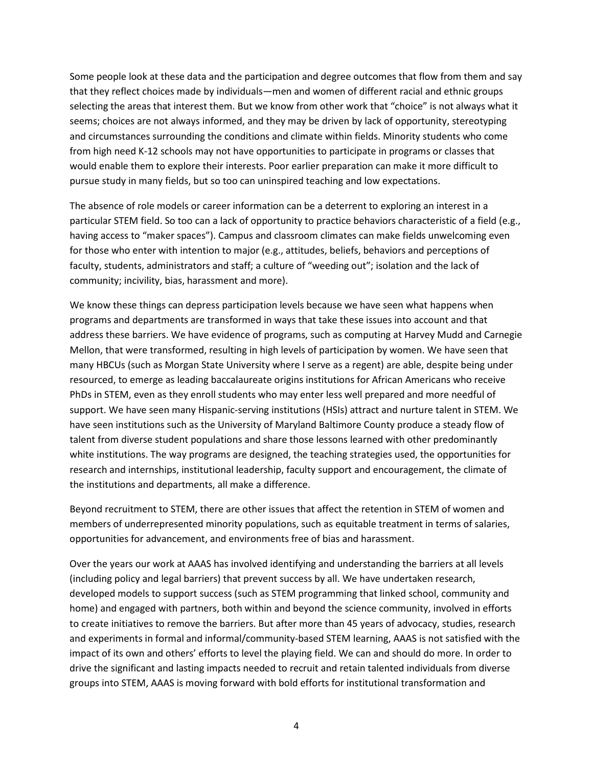Some people look at these data and the participation and degree outcomes that flow from them and say that they reflect choices made by individuals—men and women of different racial and ethnic groups selecting the areas that interest them. But we know from other work that "choice" is not always what it seems; choices are not always informed, and they may be driven by lack of opportunity, stereotyping and circumstances surrounding the conditions and climate within fields. Minority students who come from high need K-12 schools may not have opportunities to participate in programs or classes that would enable them to explore their interests. Poor earlier preparation can make it more difficult to pursue study in many fields, but so too can uninspired teaching and low expectations.

The absence of role models or career information can be a deterrent to exploring an interest in a particular STEM field. So too can a lack of opportunity to practice behaviors characteristic of a field (e.g., having access to "maker spaces"). Campus and classroom climates can make fields unwelcoming even for those who enter with intention to major (e.g., attitudes, beliefs, behaviors and perceptions of faculty, students, administrators and staff; a culture of "weeding out"; isolation and the lack of community; incivility, bias, harassment and more).

We know these things can depress participation levels because we have seen what happens when programs and departments are transformed in ways that take these issues into account and that address these barriers. We have evidence of programs, such as computing at Harvey Mudd and Carnegie Mellon, that were transformed, resulting in high levels of participation by women. We have seen that many HBCUs (such as Morgan State University where I serve as a regent) are able, despite being under resourced, to emerge as leading baccalaureate origins institutions for African Americans who receive PhDs in STEM, even as they enroll students who may enter less well prepared and more needful of support. We have seen many Hispanic-serving institutions (HSIs) attract and nurture talent in STEM. We have seen institutions such as the University of Maryland Baltimore County produce a steady flow of talent from diverse student populations and share those lessons learned with other predominantly white institutions. The way programs are designed, the teaching strategies used, the opportunities for research and internships, institutional leadership, faculty support and encouragement, the climate of the institutions and departments, all make a difference.

Beyond recruitment to STEM, there are other issues that affect the retention in STEM of women and members of underrepresented minority populations, such as equitable treatment in terms of salaries, opportunities for advancement, and environments free of bias and harassment.

Over the years our work at AAAS has involved identifying and understanding the barriers at all levels (including policy and legal barriers) that prevent success by all. We have undertaken research, developed models to support success (such as STEM programming that linked school, community and home) and engaged with partners, both within and beyond the science community, involved in efforts to create initiatives to remove the barriers. But after more than 45 years of advocacy, studies, research and experiments in formal and informal/community-based STEM learning, AAAS is not satisfied with the impact of its own and others' efforts to level the playing field. We can and should do more. In order to drive the significant and lasting impacts needed to recruit and retain talented individuals from diverse groups into STEM, AAAS is moving forward with bold efforts for institutional transformation and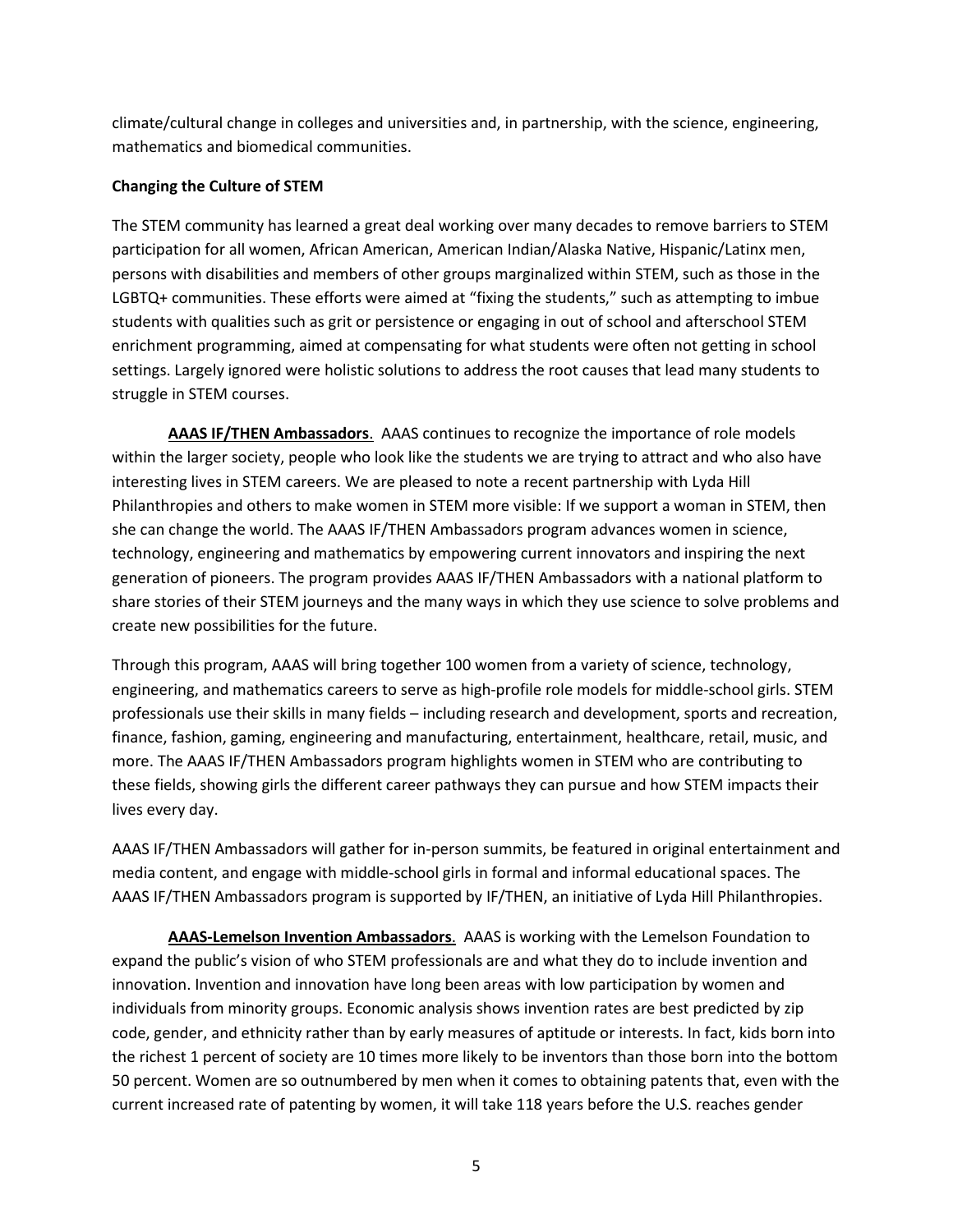climate/cultural change in colleges and universities and, in partnership, with the science, engineering, mathematics and biomedical communities.

**Changing the Culture of STEM**

The STEM community has learned a great deal working over many decades to remove barriers to STEM participation for all women, African American, American Indian/Alaska Native, Hispanic/Latinx men, persons with disabilities and members of other groups marginalized within STEM, such as those in the LGBTQ+ communities. These efforts were aimed at "fixing the students," such as attempting to imbue students with qualities such as grit or persistence or engaging in out of school and afterschool STEM enrichment programming, aimed at compensating for what students were often not getting in school settings. Largely ignored were holistic solutions to address the root causes that lead many students to struggle in STEM courses.

**AAAS IF/THEN Ambassadors**. AAAS continues to recognize the importance of role models within the larger society, people who look like the students we are trying to attract and who also have interesting lives in STEM careers. We are pleased to note a recent partnership with Lyda Hill Philanthropies and others to make women in STEM more visible: If we support a woman in STEM, then she can change the world. The AAAS IF/THEN Ambassadors program advances women in science, technology, engineering and mathematics by empowering current innovators and inspiring the next generation of pioneers. The program provides AAAS IF/THEN Ambassadors with a national platform to share stories of their STEM journeys and the many ways in which they use science to solve problems and create new possibilities for the future.

Through this program, AAAS will bring together 100 women from a variety of science, technology, engineering, and mathematics careers to serve as high-profile role models for middle-school girls. STEM professionals use their skills in many fields – including research and development, sports and recreation, finance, fashion, gaming, engineering and manufacturing, entertainment, healthcare, retail, music, and more. The AAAS IF/THEN Ambassadors program highlights women in STEM who are contributing to these fields, showing girls the different career pathways they can pursue and how STEM impacts their lives every day.

AAAS IF/THEN Ambassadors will gather for in-person summits, be featured in original entertainment and media content, and engage with middle-school girls in formal and informal educational spaces. The AAAS IF/THEN Ambassadors program is supported by IF/THEN, an initiative of Lyda Hill Philanthropies.

**AAAS-Lemelson Invention Ambassadors**. AAAS is working with the Lemelson Foundation to expand the public's vision of who STEM professionals are and what they do to include invention and innovation. Invention and innovation have long been areas with low participation by women and individuals from minority groups. Economic analysis shows invention rates are best predicted by zip code, gender, and ethnicity rather than by early measures of aptitude or interests. In fact, kids born into the richest 1 percent of society are 10 times more likely to be inventors than those born into the bottom 50 percent. Women are so outnumbered by men when it comes to obtaining patents that, even with the current increased rate of patenting by women, it will take 118 years before the U.S. reaches gender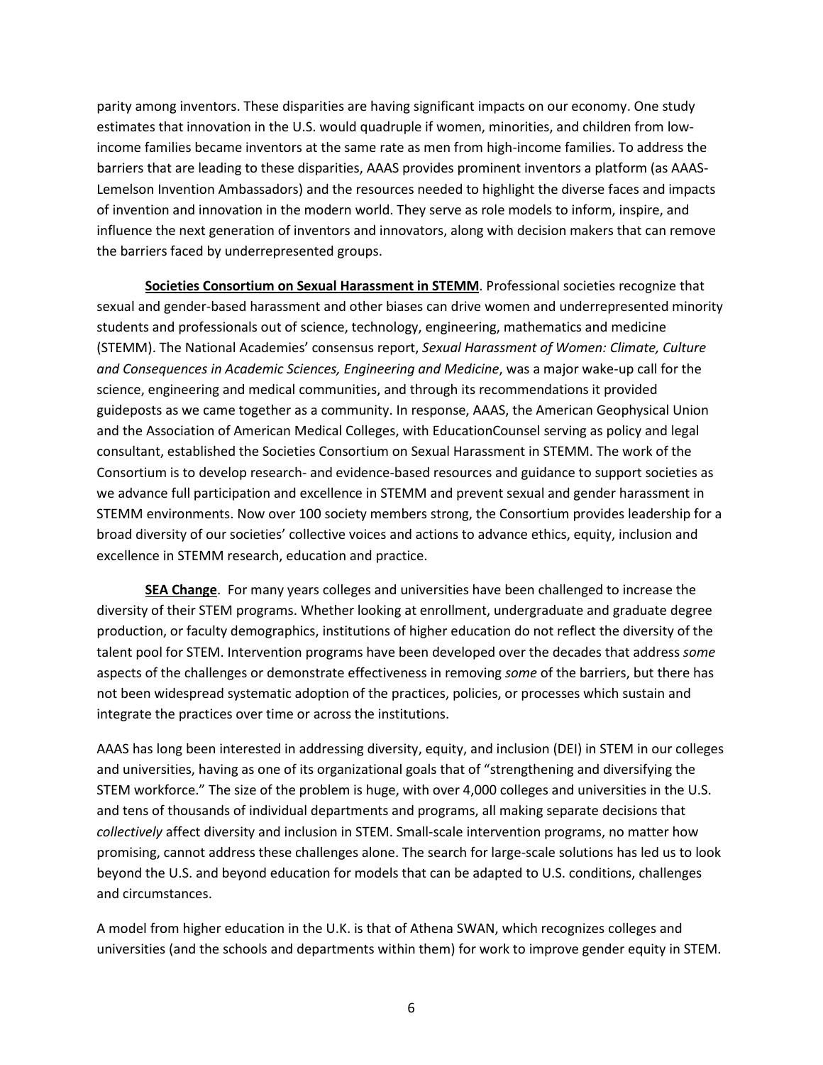parity among inventors. These disparities are having significant impacts on our economy. One study estimates that innovation in the U.S. would quadruple if women, minorities, and children from low-income families became inventors at the same rate as men from high-income families. To address the barriers that are leading to these disparities, AAAS provides prominent inventors a platform (as AAAS-Lemelson Invention Ambassadors) and the resources needed to highlight the diverse faces and impacts of invention and innovation in the modern world. They serve as role models to inform, inspire, and influence the next generation of inventors and innovators, along with decision makers that can remove the barriers faced by underrepresented groups.

**Societies Consortium on Sexual Harassment in STEMM**. Professional societies recognize that sexual and gender-based harassment and other biases can drive women and underrepresented minority students and professionals out of science, technology, engineering, mathematics and medicine (STEMM). The National Academies' consensus report, *Sexual Harassment of Women: Climate, Culture and Consequences in Academic Sciences, Engineering and Medicine*, was a major wake-up call for the science, engineering and medical communities, and through its recommendations it provided guideposts as we came together as a community. In response, AAAS, the American Geophysical Union and the Association of American Medical Colleges, with EducationCounsel serving as policy and legal consultant, established the Societies Consortium on Sexual Harassment in STEMM. The work of the Consortium is to develop research- and evidence-based resources and guidance to support societies as we advance full participation and excellence in STEMM and prevent sexual and gender harassment in STEMM environments. Now over 100 society members strong, the Consortium provides leadership for a broad diversity of our societies' collective voices and actions to advance ethics, equity, inclusion and excellence in STEMM research, education and practice.

**SEA Change**. For many years colleges and universities have been challenged to increase the diversity of their STEM programs. Whether looking at enrollment, undergraduate and graduate degree production, or faculty demographics, institutions of higher education do not reflect the diversity of the talent pool for STEM. Intervention programs have been developed over the decades that address *some* aspects of the challenges or demonstrate effectiveness in removing *some* of the barriers, but there has not been widespread systematic adoption of the practices, policies, or processes which sustain and integrate the practices over time or across the institutions.

AAAS has long been interested in addressing diversity, equity, and inclusion (DEI) in STEM in our colleges and universities, having as one of its organizational goals that of "strengthening and diversifying the STEM workforce." The size of the problem is huge, with over 4,000 colleges and universities in the U.S. and tens of thousands of individual departments and programs, all making separate decisions that *collectively* affect diversity and inclusion in STEM. Small-scale intervention programs, no matter how promising, cannot address these challenges alone. The search for large-scale solutions has led us to look beyond the U.S. and beyond education for models that can be adapted to U.S. conditions, challenges and circumstances.

A model from higher education in the U.K. is that of Athena SWAN, which recognizes colleges and universities (and the schools and departments within them) for work to improve gender equity in STEM.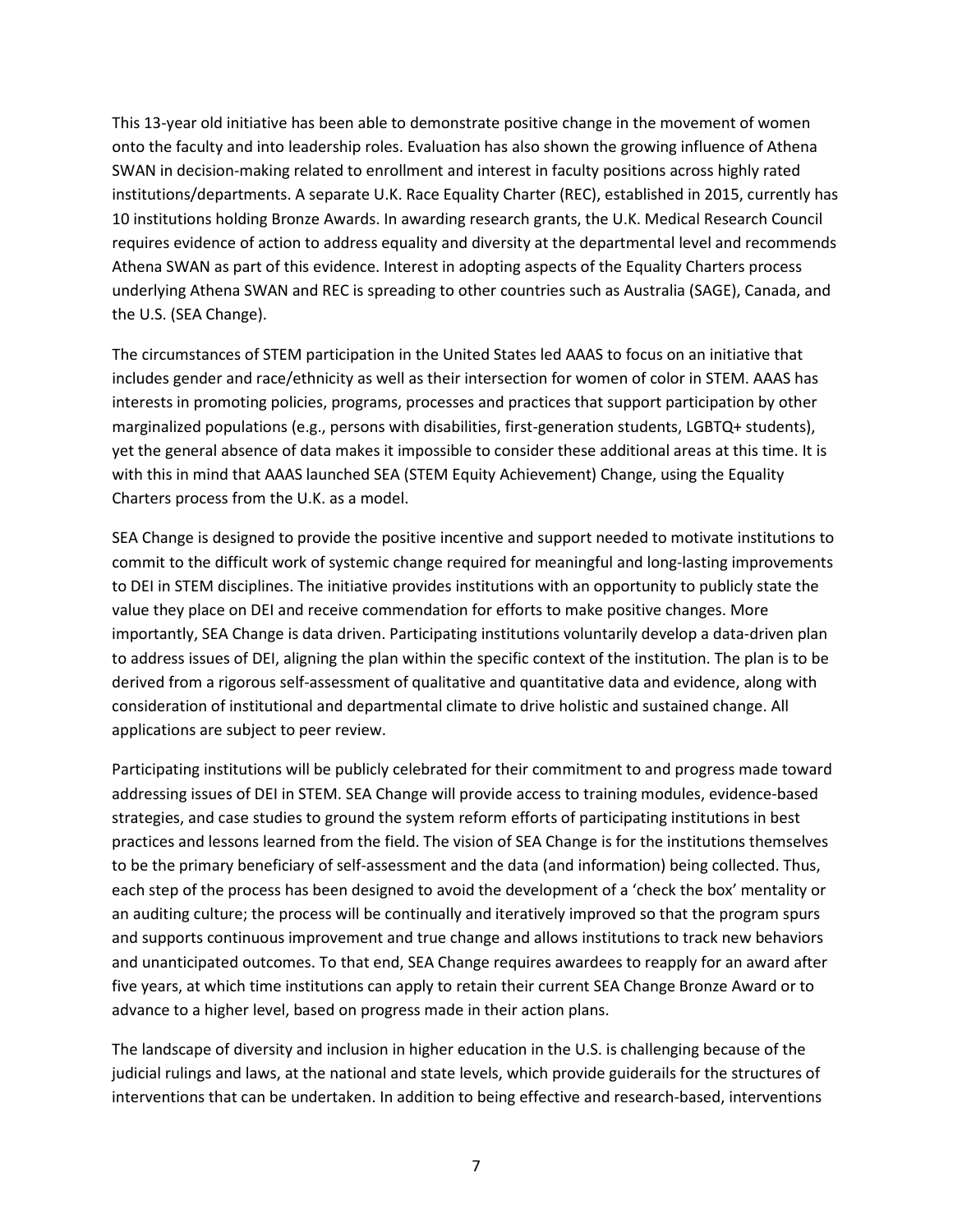This 13-year old initiative has been able to demonstrate positive change in the movement of women onto the faculty and into leadership roles. Evaluation has also shown the growing influence of Athena SWAN in decision-making related to enrollment and interest in faculty positions across highly rated institutions/departments. A separate U.K. Race Equality Charter (REC), established in 2015, currently has 10 institutions holding Bronze Awards. In awarding research grants, the U.K. Medical Research Council requires evidence of action to address equality and diversity at the departmental level and recommends Athena SWAN as part of this evidence. Interest in adopting aspects of the Equality Charters process underlying Athena SWAN and REC is spreading to other countries such as Australia (SAGE), Canada, and the U.S. (SEA Change).

The circumstances of STEM participation in the United States led AAAS to focus on an initiative that includes gender and race/ethnicity as well as their intersection for women of color in STEM. AAAS has interests in promoting policies, programs, processes and practices that support participation by other marginalized populations (e.g., persons with disabilities, first-generation students, LGBTQ+ students), yet the general absence of data makes it impossible to consider these additional areas at this time. It is with this in mind that AAAS launched SEA (STEM Equity Achievement) Change, using the Equality Charters process from the U.K. as a model.

SEA Change is designed to provide the positive incentive and support needed to motivate institutions to commit to the difficult work of systemic change required for meaningful and long-lasting improvements to DEI in STEM disciplines. The initiative provides institutions with an opportunity to publicly state the value they place on DEI and receive commendation for efforts to make positive changes. More importantly, SEA Change is data driven. Participating institutions voluntarily develop a data-driven plan to address issues of DEI, aligning the plan within the specific context of the institution. The plan is to be derived from a rigorous self-assessment of qualitative and quantitative data and evidence, along with consideration of institutional and departmental climate to drive holistic and sustained change. All applications are subject to peer review.

Participating institutions will be publicly celebrated for their commitment to and progress made toward addressing issues of DEI in STEM. SEA Change will provide access to training modules, evidence-based strategies, and case studies to ground the system reform efforts of participating institutions in best practices and lessons learned from the field. The vision of SEA Change is for the institutions themselves to be the primary beneficiary of self-assessment and the data (and information) being collected. Thus, each step of the process has been designed to avoid the development of a 'check the box' mentality or an auditing culture; the process will be continually and iteratively improved so that the program spurs and supports continuous improvement and true change and allows institutions to track new behaviors and unanticipated outcomes. To that end, SEA Change requires awardees to reapply for an award after five years, at which time institutions can apply to retain their current SEA Change Bronze Award or to advance to a higher level, based on progress made in their action plans.

The landscape of diversity and inclusion in higher education in the U.S. is challenging because of the judicial rulings and laws, at the national and state levels, which provide guiderails for the structures of interventions that can be undertaken. In addition to being effective and research-based, interventions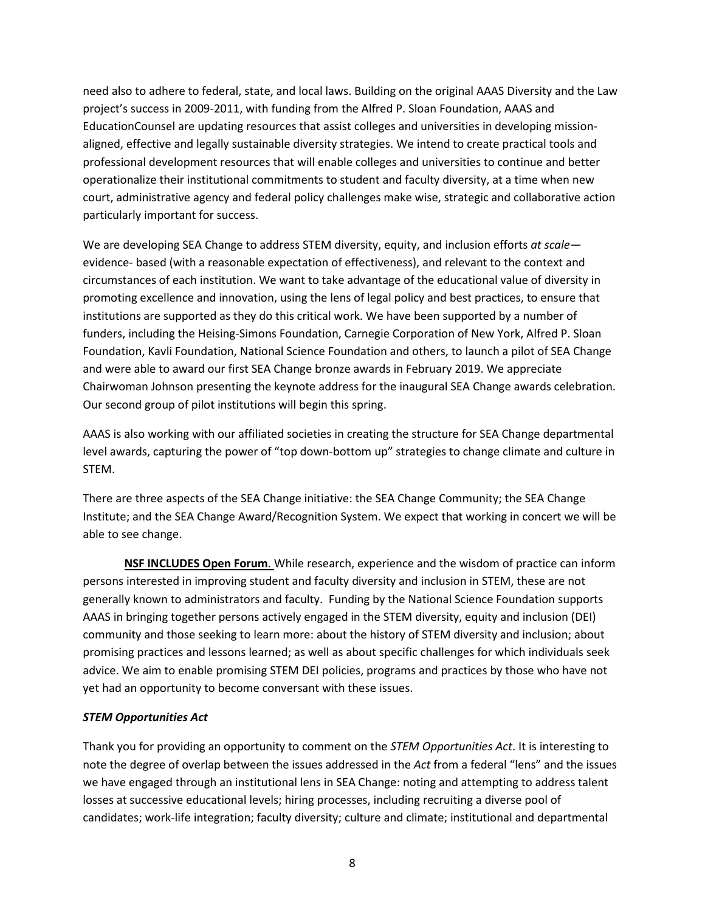need also to adhere to federal, state, and local laws. Building on the original AAAS Diversity and the Law project's success in 2009-2011, with funding from the Alfred P. Sloan Foundation, AAAS and EducationCounsel are updating resources that assist colleges and universities in developing mission-aligned, effective and legally sustainable diversity strategies. We intend to create practical tools and professional development resources that will enable colleges and universities to continue and better operationalize their institutional commitments to student and faculty diversity, at a time when new court, administrative agency and federal policy challenges make wise, strategic and collaborative action particularly important for success.

We are developing SEA Change to address STEM diversity, equity, and inclusion efforts *at scale*—evidence- based (with a reasonable expectation of effectiveness), and relevant to the context and circumstances of each institution. We want to take advantage of the educational value of diversity in promoting excellence and innovation, using the lens of legal policy and best practices, to ensure that institutions are supported as they do this critical work. We have been supported by a number of funders, including the Heising-Simons Foundation, Carnegie Corporation of New York, Alfred P. Sloan Foundation, Kavli Foundation, National Science Foundation and others, to launch a pilot of SEA Change and were able to award our first SEA Change bronze awards in February 2019. We appreciate Chairwoman Johnson presenting the keynote address for the inaugural SEA Change awards celebration. Our second group of pilot institutions will begin this spring.

AAAS is also working with our affiliated societies in creating the structure for SEA Change departmental level awards, capturing the power of "top down-bottom up" strategies to change climate and culture in STEM.

There are three aspects of the SEA Change initiative: the SEA Change Community; the SEA Change Institute; and the SEA Change Award/Recognition System. We expect that working in concert we will be able to see change.

**NSF INCLUDES Open Forum**. While research, experience and the wisdom of practice can inform persons interested in improving student and faculty diversity and inclusion in STEM, these are not generally known to administrators and faculty. Funding by the National Science Foundation supports AAAS in bringing together persons actively engaged in the STEM diversity, equity and inclusion (DEI) community and those seeking to learn more: about the history of STEM diversity and inclusion; about promising practices and lessons learned; as well as about specific challenges for which individuals seek advice. We aim to enable promising STEM DEI policies, programs and practices by those who have not yet had an opportunity to become conversant with these issues.

### *STEM Opportunities Act*

Thank you for providing an opportunity to comment on the *STEM Opportunities Act*. It is interesting to note the degree of overlap between the issues addressed in the *Act* from a federal "lens" and the issues we have engaged through an institutional lens in SEA Change: noting and attempting to address talent losses at successive educational levels; hiring processes, including recruiting a diverse pool of candidates; work-life integration; faculty diversity; culture and climate; institutional and departmental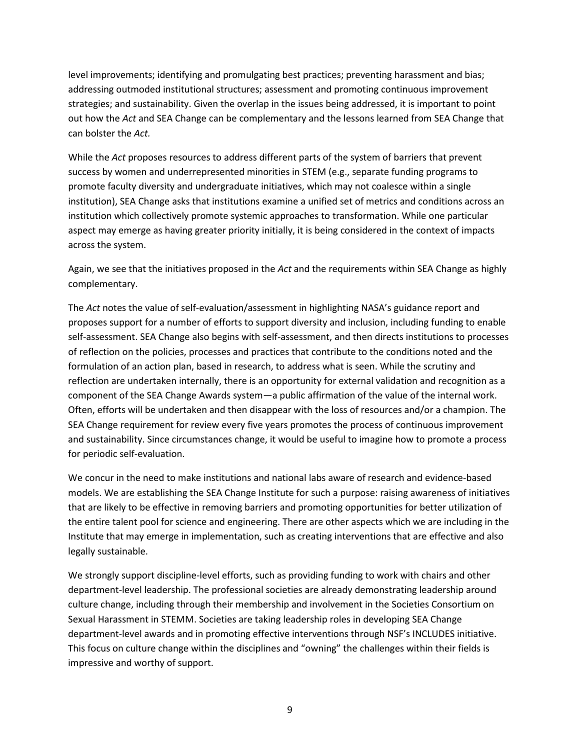level improvements; identifying and promulgating best practices; preventing harassment and bias; addressing outmoded institutional structures; assessment and promoting continuous improvement strategies; and sustainability. Given the overlap in the issues being addressed, it is important to point out how the *Act* and SEA Change can be complementary and the lessons learned from SEA Change that can bolster the *Act.*

While the *Act* proposes resources to address different parts of the system of barriers that prevent success by women and underrepresented minorities in STEM (e.g., separate funding programs to promote faculty diversity and undergraduate initiatives, which may not coalesce within a single institution), SEA Change asks that institutions examine a unified set of metrics and conditions across an institution which collectively promote systemic approaches to transformation. While one particular aspect may emerge as having greater priority initially, it is being considered in the context of impacts across the system.

Again, we see that the initiatives proposed in the *Act* and the requirements within SEA Change as highly complementary.

The *Act* notes the value of self-evaluation/assessment in highlighting NASA's guidance report and proposes support for a number of efforts to support diversity and inclusion, including funding to enable self-assessment. SEA Change also begins with self-assessment, and then directs institutions to processes of reflection on the policies, processes and practices that contribute to the conditions noted and the formulation of an action plan, based in research, to address what is seen. While the scrutiny and reflection are undertaken internally, there is an opportunity for external validation and recognition as a component of the SEA Change Awards system—a public affirmation of the value of the internal work. Often, efforts will be undertaken and then disappear with the loss of resources and/or a champion. The SEA Change requirement for review every five years promotes the process of continuous improvement and sustainability. Since circumstances change, it would be useful to imagine how to promote a process for periodic self-evaluation.

We concur in the need to make institutions and national labs aware of research and evidence-based models. We are establishing the SEA Change Institute for such a purpose: raising awareness of initiatives that are likely to be effective in removing barriers and promoting opportunities for better utilization of the entire talent pool for science and engineering. There are other aspects which we are including in the Institute that may emerge in implementation, such as creating interventions that are effective and also legally sustainable.

We strongly support discipline-level efforts, such as providing funding to work with chairs and other department-level leadership. The professional societies are already demonstrating leadership around culture change, including through their membership and involvement in the Societies Consortium on Sexual Harassment in STEMM. Societies are taking leadership roles in developing SEA Change department-level awards and in promoting effective interventions through NSF's INCLUDES initiative. This focus on culture change within the disciplines and "owning" the challenges within their fields is impressive and worthy of support.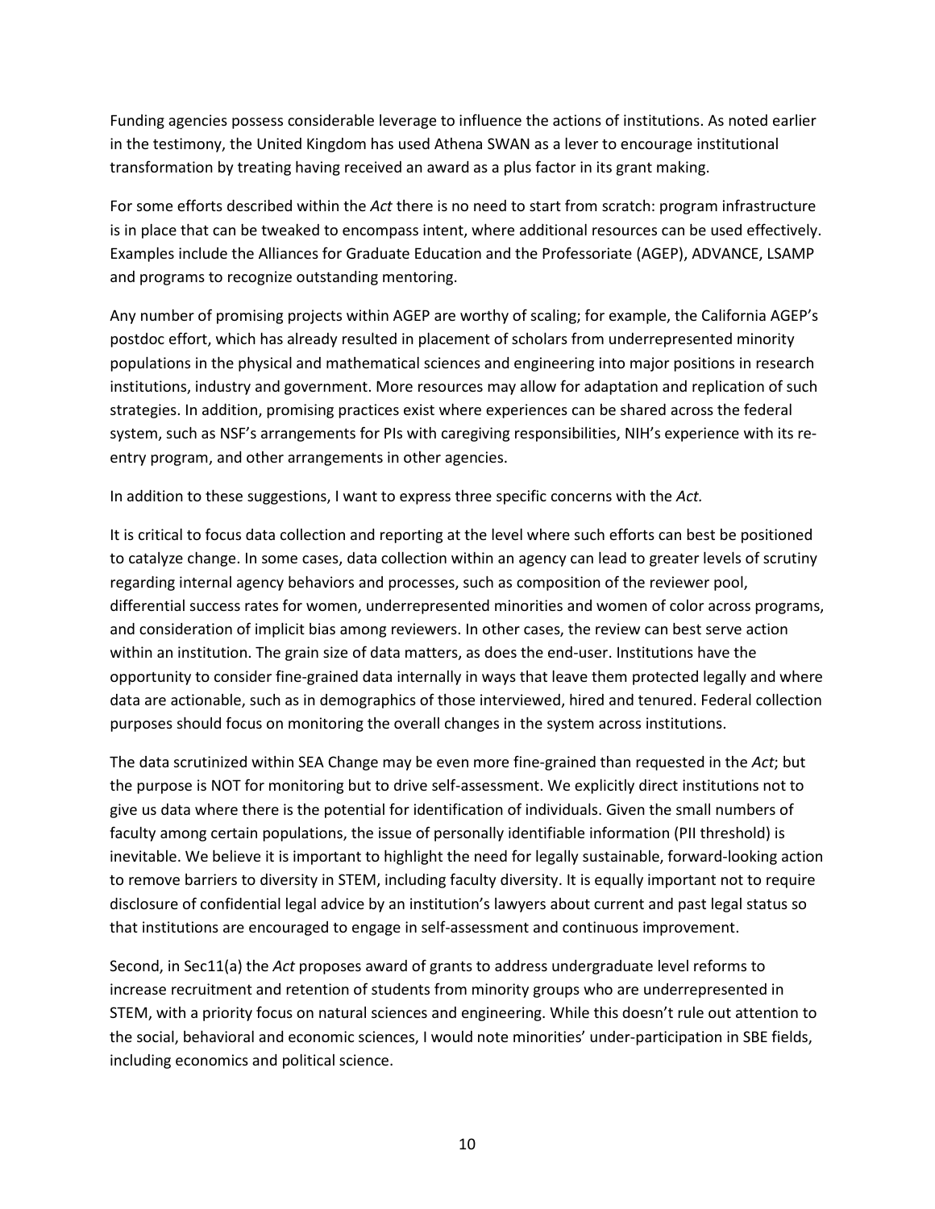Funding agencies possess considerable leverage to influence the actions of institutions. As noted earlier in the testimony, the United Kingdom has used Athena SWAN as a lever to encourage institutional transformation by treating having received an award as a plus factor in its grant making.

For some efforts described within the *Act* there is no need to start from scratch: program infrastructure is in place that can be tweaked to encompass intent, where additional resources can be used effectively. Examples include the Alliances for Graduate Education and the Professoriate (AGEP), ADVANCE, LSAMP and programs to recognize outstanding mentoring.

Any number of promising projects within AGEP are worthy of scaling; for example, the California AGEP's postdoc effort, which has already resulted in placement of scholars from underrepresented minority populations in the physical and mathematical sciences and engineering into major positions in research institutions, industry and government. More resources may allow for adaptation and replication of such strategies. In addition, promising practices exist where experiences can be shared across the federal system, such as NSF's arrangements for PIs with caregiving responsibilities, NIH's experience with its re-entry program, and other arrangements in other agencies.

In addition to these suggestions, I want to express three specific concerns with the *Act.*

It is critical to focus data collection and reporting at the level where such efforts can best be positioned to catalyze change. In some cases, data collection within an agency can lead to greater levels of scrutiny regarding internal agency behaviors and processes, such as composition of the reviewer pool, differential success rates for women, underrepresented minorities and women of color across programs, and consideration of implicit bias among reviewers. In other cases, the review can best serve action within an institution. The grain size of data matters, as does the end-user. Institutions have the opportunity to consider fine-grained data internally in ways that leave them protected legally and where data are actionable, such as in demographics of those interviewed, hired and tenured. Federal collection purposes should focus on monitoring the overall changes in the system across institutions.

The data scrutinized within SEA Change may be even more fine-grained than requested in the *Act*; but the purpose is NOT for monitoring but to drive self-assessment. We explicitly direct institutions not to give us data where there is the potential for identification of individuals. Given the small numbers of faculty among certain populations, the issue of personally identifiable information (PII threshold) is inevitable. We believe it is important to highlight the need for legally sustainable, forward-looking action to remove barriers to diversity in STEM, including faculty diversity. It is equally important not to require disclosure of confidential legal advice by an institution's lawyers about current and past legal status so that institutions are encouraged to engage in self-assessment and continuous improvement.

Second, in Sec11(a) the *Act* proposes award of grants to address undergraduate level reforms to increase recruitment and retention of students from minority groups who are underrepresented in STEM, with a priority focus on natural sciences and engineering. While this doesn't rule out attention to the social, behavioral and economic sciences, I would note minorities' under-participation in SBE fields, including economics and political science.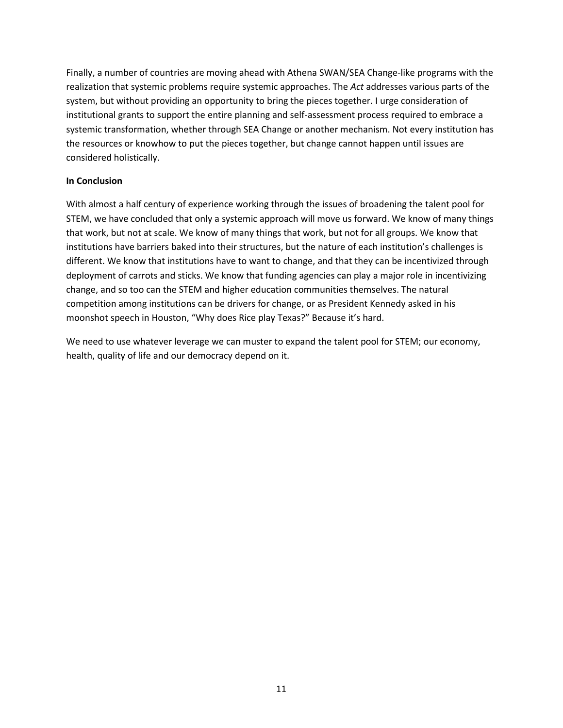Finally, a number of countries are moving ahead with Athena SWAN/SEA Change-like programs with the realization that systemic problems require systemic approaches. The *Act* addresses various parts of the system, but without providing an opportunity to bring the pieces together. I urge consideration of institutional grants to support the entire planning and self-assessment process required to embrace a systemic transformation, whether through SEA Change or another mechanism. Not every institution has the resources or knowhow to put the pieces together, but change cannot happen until issues are considered holistically.

**In Conclusion**

With almost a half century of experience working through the issues of broadening the talent pool for STEM, we have concluded that only a systemic approach will move us forward. We know of many things that work, but not at scale. We know of many things that work, but not for all groups. We know that institutions have barriers baked into their structures, but the nature of each institution's challenges is different. We know that institutions have to want to change, and that they can be incentivized through deployment of carrots and sticks. We know that funding agencies can play a major role in incentivizing change, and so too can the STEM and higher education communities themselves. The natural competition among institutions can be drivers for change, or as President Kennedy asked in his moonshot speech in Houston, "Why does Rice play Texas?" Because it's hard.

We need to use whatever leverage we can muster to expand the talent pool for STEM; our economy, health, quality of life and our democracy depend on it.